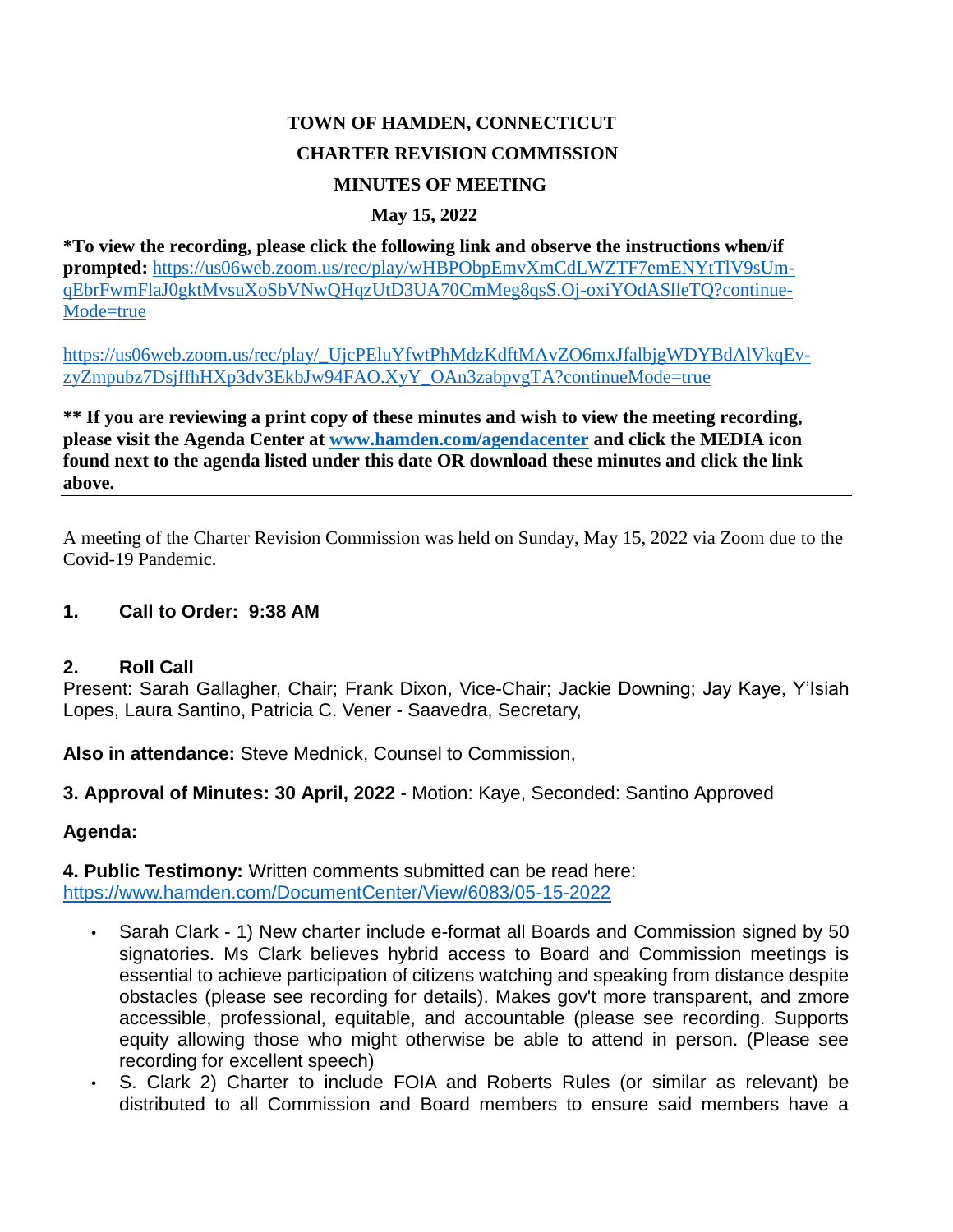**TOWN OF HAMDEN, CONNECTICUT**

**CHARTER REVISION COMMISSION**

**MINUTES OF MEETING**

**May 15, 2022**

**\*To view the recording, please click the following link and observe the instructions when/if prompted:** https://us06web.zoom.us/rec/play/wHBPObpEmvXmCdLWZTF7emENYtTlV9sUm-qEbrFwmFlaJ0gktMvsuXoSbVNwQHqzUtD3UA70CmMeg8qsS.Oj-oxiYOdASlleTQ?continueMode=true

https://us06web.zoom.us/rec/play/_UjcPEluYfwtPhMdzKdftMAvZO6mxJfalbjgWDYBdAlVkqEv-zyZmpubz7DsjffhHXp3dv3EkbJw94FAO.XyY_OAn3zabpvgTA?continueMode=true

**\*\* If you are reviewing a print copy of these minutes and wish to view the meeting recording, please visit the Agenda Center at www.hamden.com/agendacenter and click the MEDIA icon found next to the agenda listed under this date OR download these minutes and click the link above.**

---

A meeting of the Charter Revision Commission was held on Sunday, May 15, 2022 via Zoom due to the Covid-19 Pandemic.

## 1. Call to Order: 9:38 AM

## 2. Roll Call

Present: Sarah Gallagher, Chair; Frank Dixon, Vice-Chair; Jackie Downing; Jay Kaye, Y'Isiah Lopes, Laura Santino, Patricia C. Vener - Saavedra, Secretary,

**Also in attendance:** Steve Mednick, Counsel to Commission,

**3. Approval of Minutes: 30 April, 2022** - Motion: Kaye, Seconded: Santino Approved

**Agenda:**

**4. Public Testimony:** Written comments submitted can be read here: https://www.hamden.com/DocumentCenter/View/6083/05-15-2022

- Sarah Clark - 1) New charter include e-format all Boards and Commission signed by 50 signatories. Ms Clark believes hybrid access to Board and Commission meetings is essential to achieve participation of citizens watching and speaking from distance despite obstacles (please see recording for details). Makes gov't more transparent, and zmore accessible, professional, equitable, and accountable (please see recording. Supports equity allowing those who might otherwise be able to attend in person. (Please see recording for excellent speech)
- S. Clark 2) Charter to include FOIA and Roberts Rules (or similar as relevant) be distributed to all Commission and Board members to ensure said members have a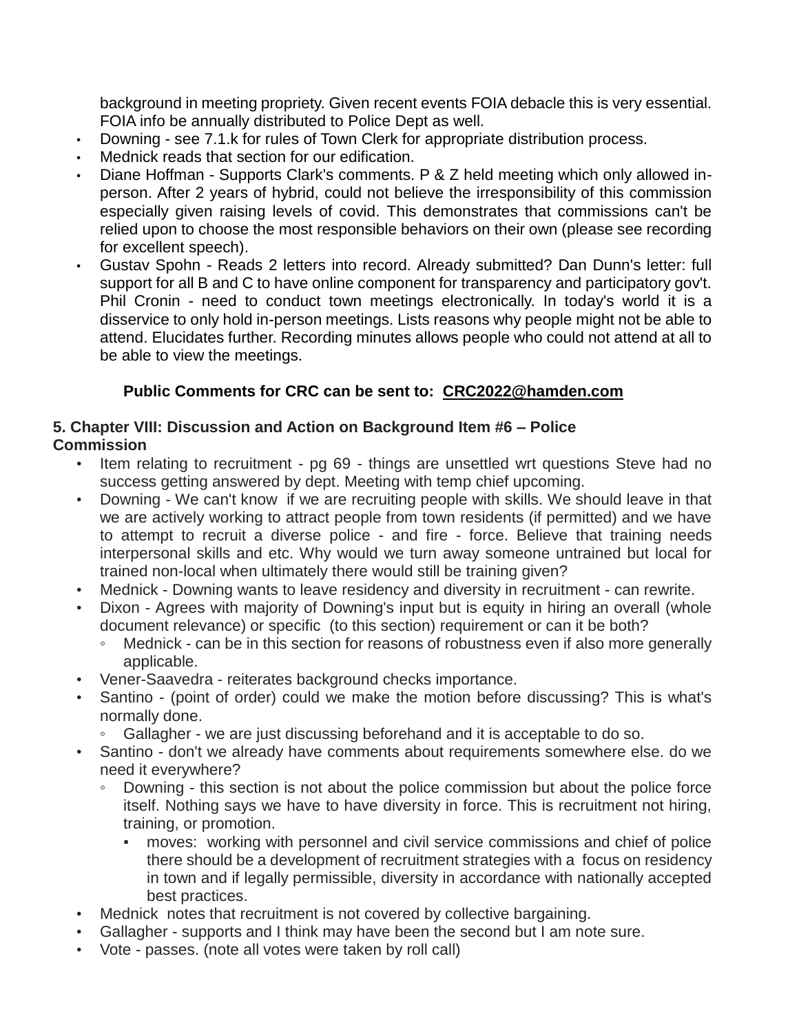background in meeting propriety. Given recent events FOIA debacle this is very essential. FOIA info be annually distributed to Police Dept as well.

- Downing - see 7.1.k for rules of Town Clerk for appropriate distribution process.
- Mednick reads that section for our edification.
- Diane Hoffman - Supports Clark's comments. P & Z held meeting which only allowed in-person. After 2 years of hybrid, could not believe the irresponsibility of this commission especially given raising levels of covid. This demonstrates that commissions can't be relied upon to choose the most responsible behaviors on their own (please see recording for excellent speech).
- Gustav Spohn - Reads 2 letters into record. Already submitted? Dan Dunn's letter: full support for all B and C to have online component for transparency and participatory gov't. Phil Cronin - need to conduct town meetings electronically. In today's world it is a disservice to only hold in-person meetings. Lists reasons why people might not be able to attend. Elucidates further. Recording minutes allows people who could not attend at all to be able to view the meetings.

**Public Comments for CRC can be sent to: CRC2022@hamden.com**

**5. Chapter VIII: Discussion and Action on Background Item #6 – Police Commission**

- Item relating to recruitment - pg 69 - things are unsettled wrt questions Steve had no success getting answered by dept. Meeting with temp chief upcoming.
- Downing - We can't know if we are recruiting people with skills. We should leave in that we are actively working to attract people from town residents (if permitted) and we have to attempt to recruit a diverse police - and fire - force. Believe that training needs interpersonal skills and etc. Why would we turn away someone untrained but local for trained non-local when ultimately there would still be training given?
- Mednick - Downing wants to leave residency and diversity in recruitment - can rewrite.
- Dixon - Agrees with majority of Downing's input but is equity in hiring an overall (whole document relevance) or specific (to this section) requirement or can it be both?
  - Mednick - can be in this section for reasons of robustness even if also more generally applicable.
- Vener-Saavedra - reiterates background checks importance.
- Santino - (point of order) could we make the motion before discussing? This is what's normally done.
  - Gallagher - we are just discussing beforehand and it is acceptable to do so.
- Santino - don't we already have comments about requirements somewhere else. do we need it everywhere?
  - Downing - this section is not about the police commission but about the police force itself. Nothing says we have to have diversity in force. This is recruitment not hiring, training, or promotion.
    - moves: working with personnel and civil service commissions and chief of police there should be a development of recruitment strategies with a focus on residency in town and if legally permissible, diversity in accordance with nationally accepted best practices.
- Mednick notes that recruitment is not covered by collective bargaining.
- Gallagher - supports and I think may have been the second but I am note sure.
- Vote - passes. (note all votes were taken by roll call)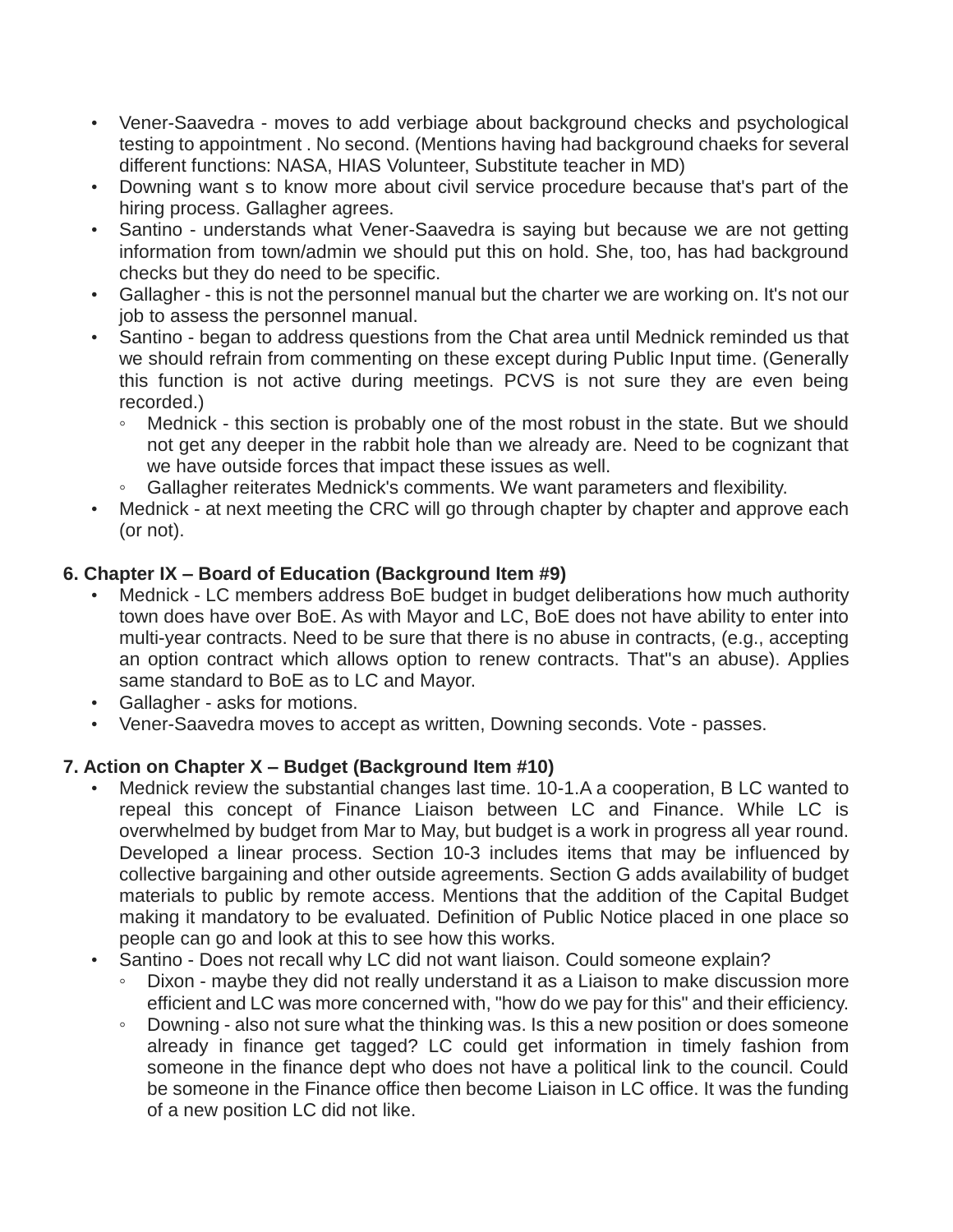- Vener-Saavedra - moves to add verbiage about background checks and psychological testing to appointment . No second. (Mentions having had background chaeks for several different functions: NASA, HIAS Volunteer, Substitute teacher in MD)
- Downing want s to know more about civil service procedure because that's part of the hiring process. Gallagher agrees.
- Santino - understands what Vener-Saavedra is saying but because we are not getting information from town/admin we should put this on hold. She, too, has had background checks but they do need to be specific.
- Gallagher - this is not the personnel manual but the charter we are working on. It's not our job to assess the personnel manual.
- Santino - began to address questions from the Chat area until Mednick reminded us that we should refrain from commenting on these except during Public Input time. (Generally this function is not active during meetings. PCVS is not sure they are even being recorded.)
    - Mednick - this section is probably one of the most robust in the state. But we should not get any deeper in the rabbit hole than we already are. Need to be cognizant that we have outside forces that impact these issues as well.
    - Gallagher reiterates Mednick's comments. We want parameters and flexibility.
- Mednick - at next meeting the CRC will go through chapter by chapter and approve each (or not).

**6. Chapter IX – Board of Education (Background Item #9)**

- Mednick - LC members address BoE budget in budget deliberations how much authority town does have over BoE. As with Mayor and LC, BoE does not have ability to enter into multi-year contracts. Need to be sure that there is no abuse in contracts, (e.g., accepting an option contract which allows option to renew contracts. That"s an abuse). Applies same standard to BoE as to LC and Mayor.
- Gallagher - asks for motions.
- Vener-Saavedra moves to accept as written, Downing seconds. Vote - passes.

**7. Action on Chapter X – Budget (Background Item #10)**

- Mednick review the substantial changes last time. 10-1.A a cooperation, B LC wanted to repeal this concept of Finance Liaison between LC and Finance. While LC is overwhelmed by budget from Mar to May, but budget is a work in progress all year round. Developed a linear process. Section 10-3 includes items that may be influenced by collective bargaining and other outside agreements. Section G adds availability of budget materials to public by remote access. Mentions that the addition of the Capital Budget making it mandatory to be evaluated. Definition of Public Notice placed in one place so people can go and look at this to see how this works.
- Santino - Does not recall why LC did not want liaison. Could someone explain?
    - Dixon - maybe they did not really understand it as a Liaison to make discussion more efficient and LC was more concerned with, "how do we pay for this" and their efficiency.
    - Downing - also not sure what the thinking was. Is this a new position or does someone already in finance get tagged? LC could get information in timely fashion from someone in the finance dept who does not have a political link to the council. Could be someone in the Finance office then become Liaison in LC office. It was the funding of a new position LC did not like.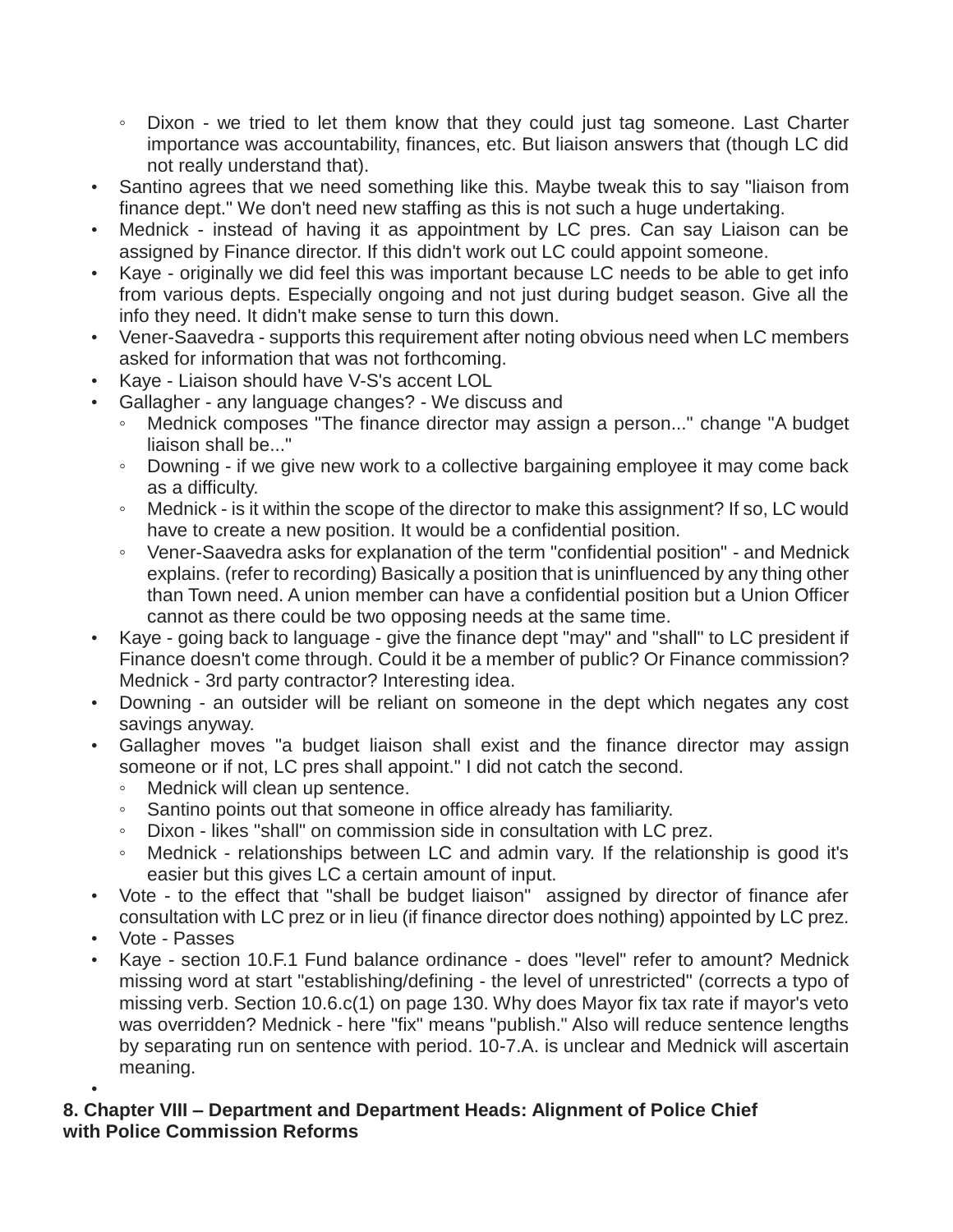- Dixon - we tried to let them know that they could just tag someone. Last Charter importance was accountability, finances, etc. But liaison answers that (though LC did not really understand that).
- Santino agrees that we need something like this. Maybe tweak this to say "liaison from finance dept." We don't need new staffing as this is not such a huge undertaking.
- Mednick - instead of having it as appointment by LC pres. Can say Liaison can be assigned by Finance director. If this didn't work out LC could appoint someone.
- Kaye - originally we did feel this was important because LC needs to be able to get info from various depts. Especially ongoing and not just during budget season. Give all the info they need. It didn't make sense to turn this down.
- Vener-Saavedra - supports this requirement after noting obvious need when LC members asked for information that was not forthcoming.
- Kaye - Liaison should have V-S's accent LOL
- Gallagher - any language changes? - We discuss and
  - Mednick composes "The finance director may assign a person..." change "A budget liaison shall be..."
  - Downing - if we give new work to a collective bargaining employee it may come back as a difficulty.
  - Mednick - is it within the scope of the director to make this assignment? If so, LC would have to create a new position. It would be a confidential position.
  - Vener-Saavedra asks for explanation of the term "confidential position" - and Mednick explains. (refer to recording) Basically a position that is uninfluenced by any thing other than Town need. A union member can have a confidential position but a Union Officer cannot as there could be two opposing needs at the same time.
- Kaye - going back to language - give the finance dept "may" and "shall" to LC president if Finance doesn't come through. Could it be a member of public? Or Finance commission? Mednick - 3rd party contractor? Interesting idea.
- Downing - an outsider will be reliant on someone in the dept which negates any cost savings anyway.
- Gallagher moves "a budget liaison shall exist and the finance director may assign someone or if not, LC pres shall appoint." I did not catch the second.
  - Mednick will clean up sentence.
  - Santino points out that someone in office already has familiarity.
  - Dixon - likes "shall" on commission side in consultation with LC prez.
  - Mednick - relationships between LC and admin vary. If the relationship is good it's easier but this gives LC a certain amount of input.
- Vote - to the effect that "shall be budget liaison" assigned by director of finance afer consultation with LC prez or in lieu (if finance director does nothing) appointed by LC prez.
- Vote - Passes
- Kaye - section 10.F.1 Fund balance ordinance - does "level" refer to amount? Mednick missing word at start "establishing/defining - the level of unrestricted" (corrects a typo of missing verb. Section 10.6.c(1) on page 130. Why does Mayor fix tax rate if mayor's veto was overridden? Mednick - here "fix" means "publish." Also will reduce sentence lengths by separating run on sentence with period. 10-7.A. is unclear and Mednick will ascertain meaning.
-

**8. Chapter VIII – Department and Department Heads: Alignment of Police Chief with Police Commission Reforms**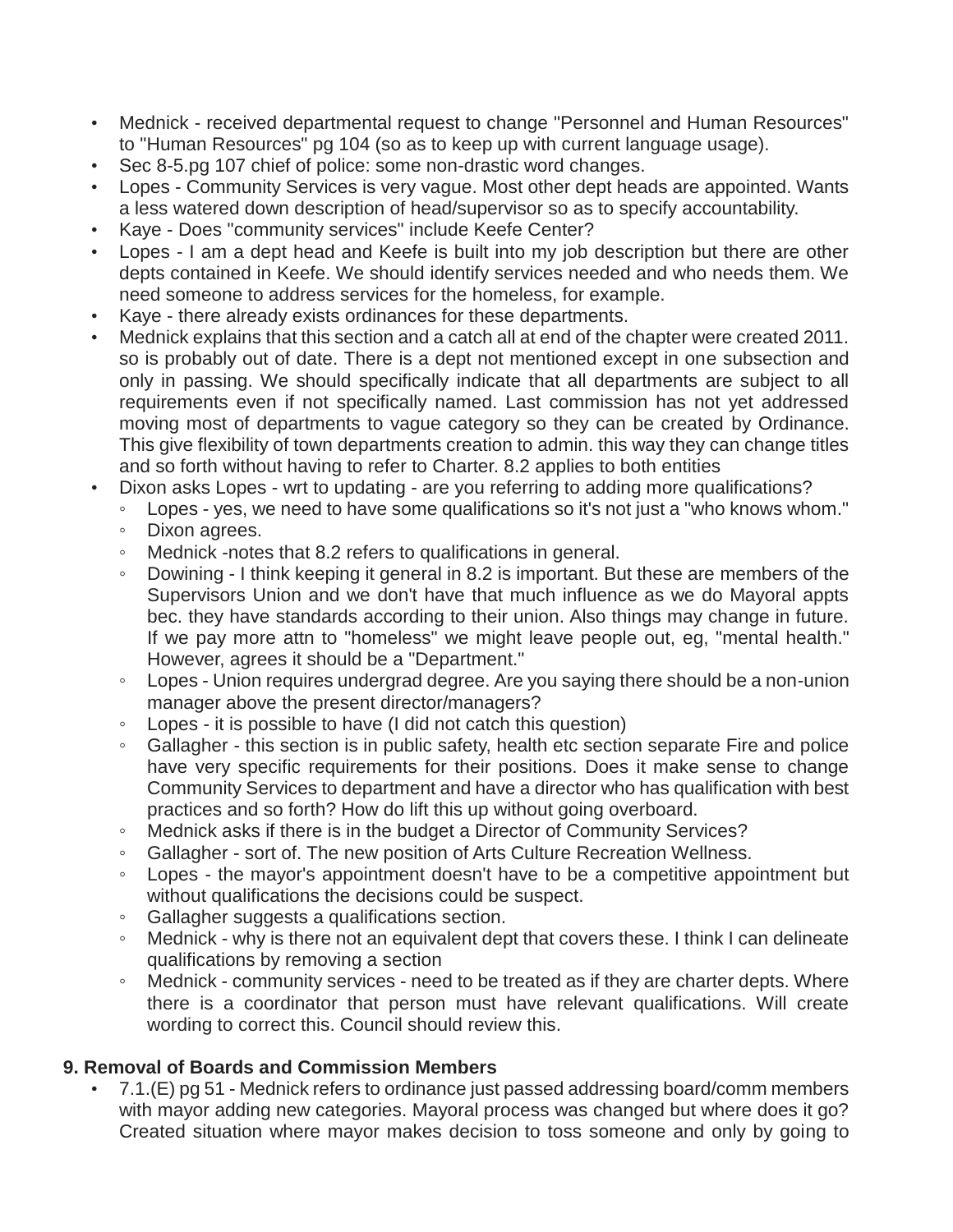- Mednick - received departmental request to change "Personnel and Human Resources" to "Human Resources" pg 104 (so as to keep up with current language usage).
- Sec 8-5.pg 107 chief of police: some non-drastic word changes.
- Lopes - Community Services is very vague. Most other dept heads are appointed. Wants a less watered down description of head/supervisor so as to specify accountability.
- Kaye - Does "community services" include Keefe Center?
- Lopes - I am a dept head and Keefe is built into my job description but there are other depts contained in Keefe. We should identify services needed and who needs them. We need someone to address services for the homeless, for example.
- Kaye - there already exists ordinances for these departments.
- Mednick explains that this section and a catch all at end of the chapter were created 2011. so is probably out of date. There is a dept not mentioned except in one subsection and only in passing. We should specifically indicate that all departments are subject to all requirements even if not specifically named. Last commission has not yet addressed moving most of departments to vague category so they can be created by Ordinance. This give flexibility of town departments creation to admin. this way they can change titles and so forth without having to refer to Charter. 8.2 applies to both entities
- Dixon asks Lopes - wrt to updating - are you referring to adding more qualifications?
  - Lopes - yes, we need to have some qualifications so it's not just a "who knows whom."
  - Dixon agrees.
  - Mednick -notes that 8.2 refers to qualifications in general.
  - Dowining - I think keeping it general in 8.2 is important. But these are members of the Supervisors Union and we don't have that much influence as we do Mayoral appts bec. they have standards according to their union. Also things may change in future. If we pay more attn to "homeless" we might leave people out, eg, "mental health." However, agrees it should be a "Department."
  - Lopes - Union requires undergrad degree. Are you saying there should be a non-union manager above the present director/managers?
  - Lopes - it is possible to have (I did not catch this question)
  - Gallagher - this section is in public safety, health etc section separate Fire and police have very specific requirements for their positions. Does it make sense to change Community Services to department and have a director who has qualification with best practices and so forth? How do lift this up without going overboard.
  - Mednick asks if there is in the budget a Director of Community Services?
  - Gallagher - sort of. The new position of Arts Culture Recreation Wellness.
  - Lopes - the mayor's appointment doesn't have to be a competitive appointment but without qualifications the decisions could be suspect.
  - Gallagher suggests a qualifications section.
  - Mednick - why is there not an equivalent dept that covers these. I think I can delineate qualifications by removing a section
  - Mednick - community services - need to be treated as if they are charter depts. Where there is a coordinator that person must have relevant qualifications. Will create wording to correct this. Council should review this.

**9. Removal of Boards and Commission Members**

- 7.1.(E) pg 51 - Mednick refers to ordinance just passed addressing board/comm members with mayor adding new categories. Mayoral process was changed but where does it go? Created situation where mayor makes decision to toss someone and only by going to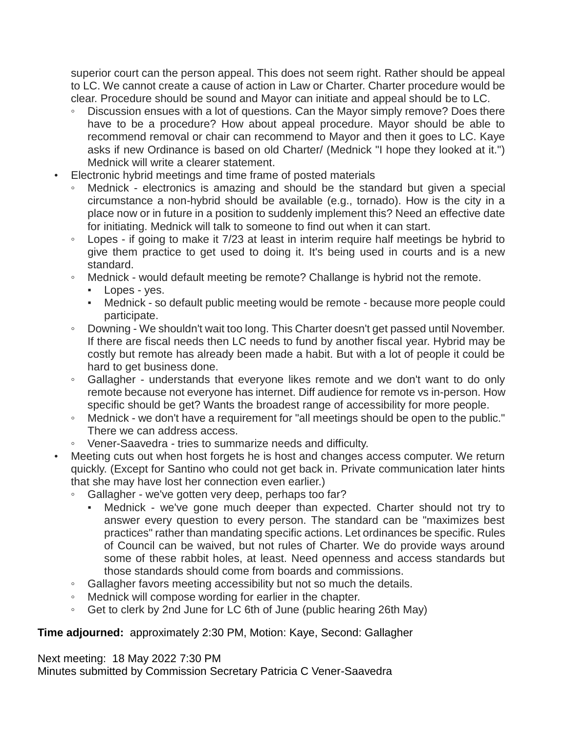superior court can the person appeal. This does not seem right. Rather should be appeal to LC. We cannot create a cause of action in Law or Charter. Charter procedure would be clear. Procedure should be sound and Mayor can initiate and appeal should be to LC.

- Discussion ensues with a lot of questions. Can the Mayor simply remove? Does there have to be a procedure? How about appeal procedure. Mayor should be able to recommend removal or chair can recommend to Mayor and then it goes to LC. Kaye asks if new Ordinance is based on old Charter/ (Mednick "I hope they looked at it.") Mednick will write a clearer statement.

- Electronic hybrid meetings and time frame of posted materials
  - Mednick - electronics is amazing and should be the standard but given a special circumstance a non-hybrid should be available (e.g., tornado). How is the city in a place now or in future in a position to suddenly implement this? Need an effective date for initiating. Mednick will talk to someone to find out when it can start.
  - Lopes - if going to make it 7/23 at least in interim require half meetings be hybrid to give them practice to get used to doing it. It's being used in courts and is a new standard.
  - Mednick - would default meeting be remote? Challange is hybrid not the remote.
    - Lopes - yes.
    - Mednick - so default public meeting would be remote - because more people could participate.
  - Downing - We shouldn't wait too long. This Charter doesn't get passed until November. If there are fiscal needs then LC needs to fund by another fiscal year. Hybrid may be costly but remote has already been made a habit. But with a lot of people it could be hard to get business done.
  - Gallagher - understands that everyone likes remote and we don't want to do only remote because not everyone has internet. Diff audience for remote vs in-person. How specific should be get? Wants the broadest range of accessibility for more people.
  - Mednick - we don't have a requirement for "all meetings should be open to the public." There we can address access.
  - Vener-Saavedra - tries to summarize needs and difficulty.
- Meeting cuts out when host forgets he is host and changes access computer. We return quickly. (Except for Santino who could not get back in. Private communication later hints that she may have lost her connection even earlier.)
  - Gallagher - we've gotten very deep, perhaps too far?
    - Mednick - we've gone much deeper than expected. Charter should not try to answer every question to every person. The standard can be "maximizes best practices" rather than mandating specific actions. Let ordinances be specific. Rules of Council can be waived, but not rules of Charter. We do provide ways around some of these rabbit holes, at least. Need openness and access standards but those standards should come from boards and commissions.
  - Gallagher favors meeting accessibility but not so much the details.
  - Mednick will compose wording for earlier in the chapter.
  - Get to clerk by 2nd June for LC 6th of June (public hearing 26th May)

**Time adjourned:** approximately 2:30 PM, Motion: Kaye, Second: Gallagher

Next meeting: 18 May 2022 7:30 PM
Minutes submitted by Commission Secretary Patricia C Vener-Saavedra